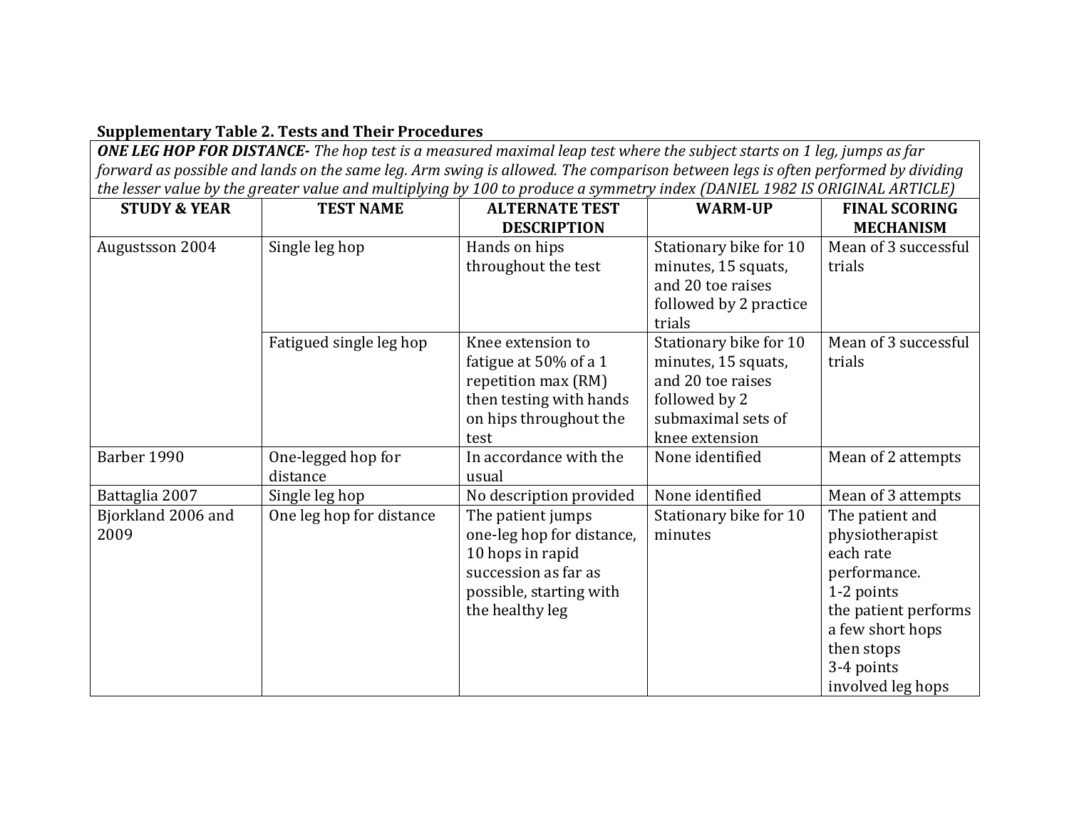**Supplementary Table 2. Tests and Their Procedures**

***ONE LEG HOP FOR DISTANCE-*** *The hop test is a measured maximal leap test where the subject starts on 1 leg, jumps as far forward as possible and lands on the same leg. Arm swing is allowed. The comparison between legs is often performed by dividing the lesser value by the greater value and multiplying by 100 to produce a symmetry index (DANIEL 1982 IS ORIGINAL ARTICLE)*

| STUDY & YEAR | TEST NAME | ALTERNATE TEST DESCRIPTION | WARM-UP | FINAL SCORING MECHANISM |
|---|---|---|---|---|
| Augustsson 2004 | Single leg hop | Hands on hips throughout the test | Stationary bike for 10 minutes, 15 squats, and 20 toe raises followed by 2 practice trials | Mean of 3 successful trials |
| | Fatigued single leg hop | Knee extension to fatigue at 50% of a 1 repetition max (RM) then testing with hands on hips throughout the test | Stationary bike for 10 minutes, 15 squats, and 20 toe raises followed by 2 submaximal sets of knee extension | Mean of 3 successful trials |
| Barber 1990 | One-legged hop for distance | In accordance with the usual | None identified | Mean of 2 attempts |
| Battaglia 2007 | Single leg hop | No description provided | None identified | Mean of 3 attempts |
| Bjorkland 2006 and 2009 | One leg hop for distance | The patient jumps one-leg hop for distance, 10 hops in rapid succession as far as possible, starting with the healthy leg | Stationary bike for 10 minutes | The patient and physiotherapist each rate performance. 1-2 points the patient performs a few short hops then stops 3-4 points involved leg hops |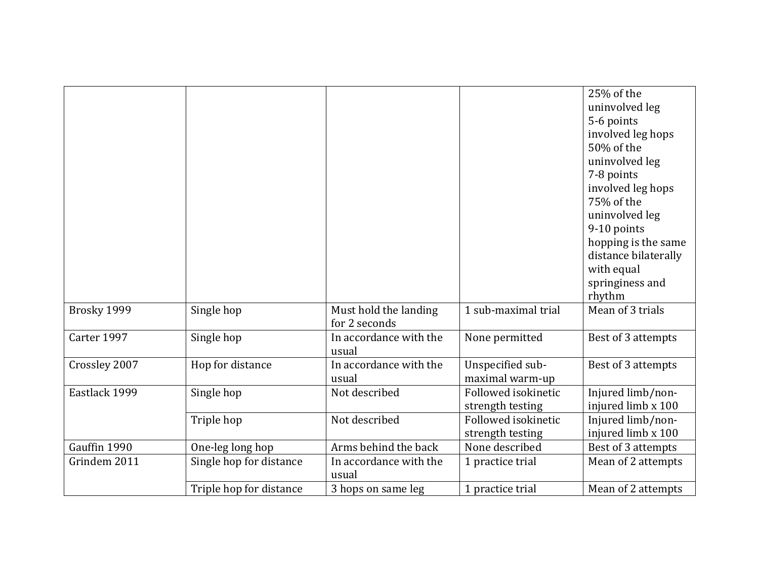| | | | | |
|---|---|---|---|---|
| | | | | 25% of the uninvolved leg<br>5-6 points involved leg hops 50% of the uninvolved leg<br>7-8 points involved leg hops 75% of the uninvolved leg<br>9-10 points hopping is the same distance bilaterally with equal springiness and rhythm |
| Brosky 1999 | Single hop | Must hold the landing for 2 seconds | 1 sub-maximal trial | Mean of 3 trials |
| Carter 1997 | Single hop | In accordance with the usual | None permitted | Best of 3 attempts |
| Crossley 2007 | Hop for distance | In accordance with the usual | Unspecified sub-maximal warm-up | Best of 3 attempts |
| Eastlack 1999 | Single hop | Not described | Followed isokinetic strength testing | Injured limb/non-injured limb x 100 |
| | Triple hop | Not described | Followed isokinetic strength testing | Injured limb/non-injured limb x 100 |
| Gauffin 1990 | One-leg long hop | Arms behind the back | None described | Best of 3 attempts |
| Grindem 2011 | Single hop for distance | In accordance with the usual | 1 practice trial | Mean of 2 attempts |
| | Triple hop for distance | 3 hops on same leg | 1 practice trial | Mean of 2 attempts |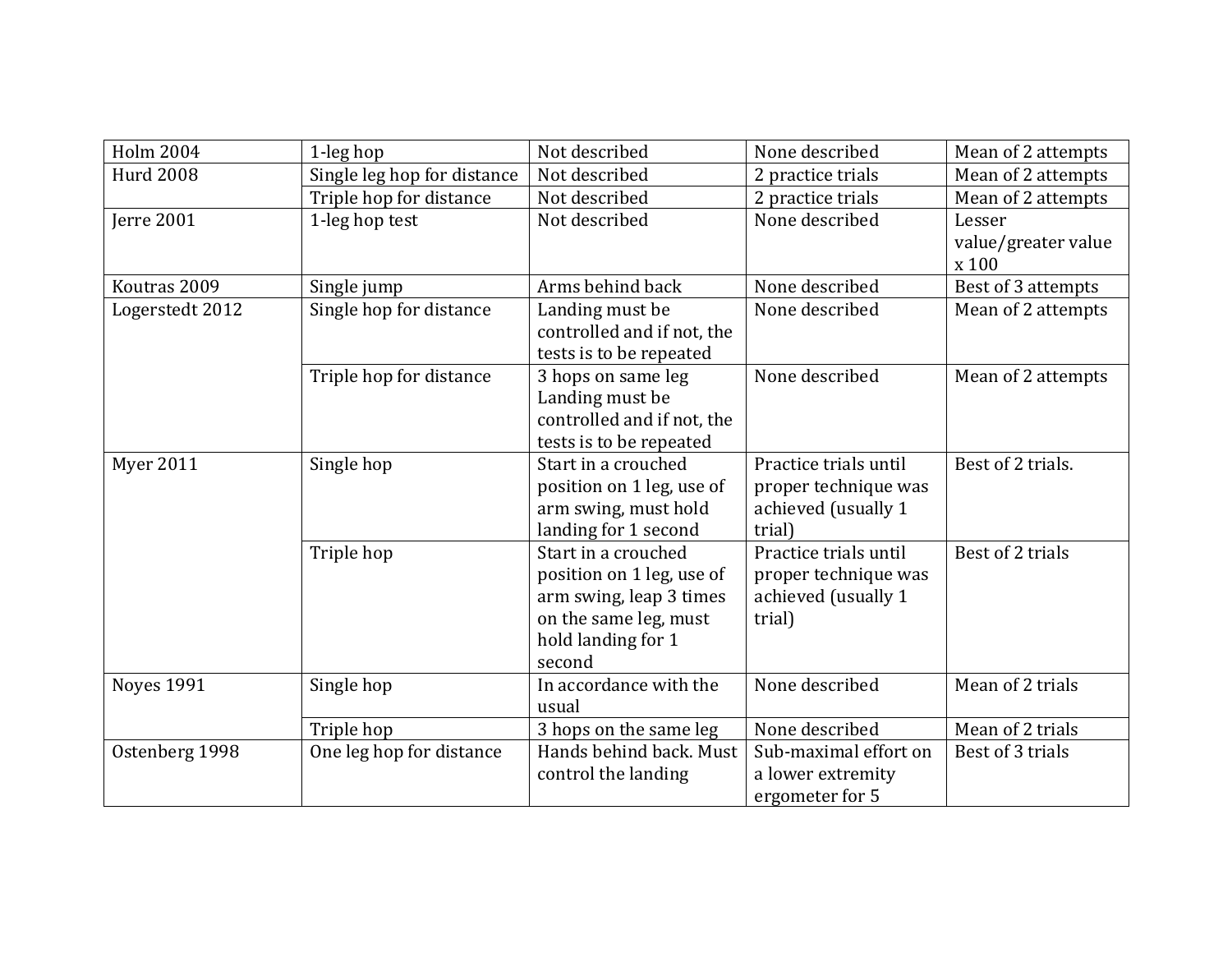| | | | | |
|---|---|---|---|---|
| Holm 2004 | 1-leg hop | Not described | None described | Mean of 2 attempts |
| Hurd 2008 | Single leg hop for distance | Not described | 2 practice trials | Mean of 2 attempts |
| | Triple hop for distance | Not described | 2 practice trials | Mean of 2 attempts |
| Jerre 2001 | 1-leg hop test | Not described | None described | Lesser value/greater value x 100 |
| Koutras 2009 | Single jump | Arms behind back | None described | Best of 3 attempts |
| Logerstedt 2012 | Single hop for distance | Landing must be controlled and if not, the tests is to be repeated | None described | Mean of 2 attempts |
| | Triple hop for distance | 3 hops on same leg Landing must be controlled and if not, the tests is to be repeated | None described | Mean of 2 attempts |
| Myer 2011 | Single hop | Start in a crouched position on 1 leg, use of arm swing, must hold landing for 1 second | Practice trials until proper technique was achieved (usually 1 trial) | Best of 2 trials. |
| | Triple hop | Start in a crouched position on 1 leg, use of arm swing, leap 3 times on the same leg, must hold landing for 1 second | Practice trials until proper technique was achieved (usually 1 trial) | Best of 2 trials |
| Noyes 1991 | Single hop | In accordance with the usual | None described | Mean of 2 trials |
| | Triple hop | 3 hops on the same leg | None described | Mean of 2 trials |
| Ostenberg 1998 | One leg hop for distance | Hands behind back. Must control the landing | Sub-maximal effort on a lower extremity ergometer for 5 | Best of 3 trials |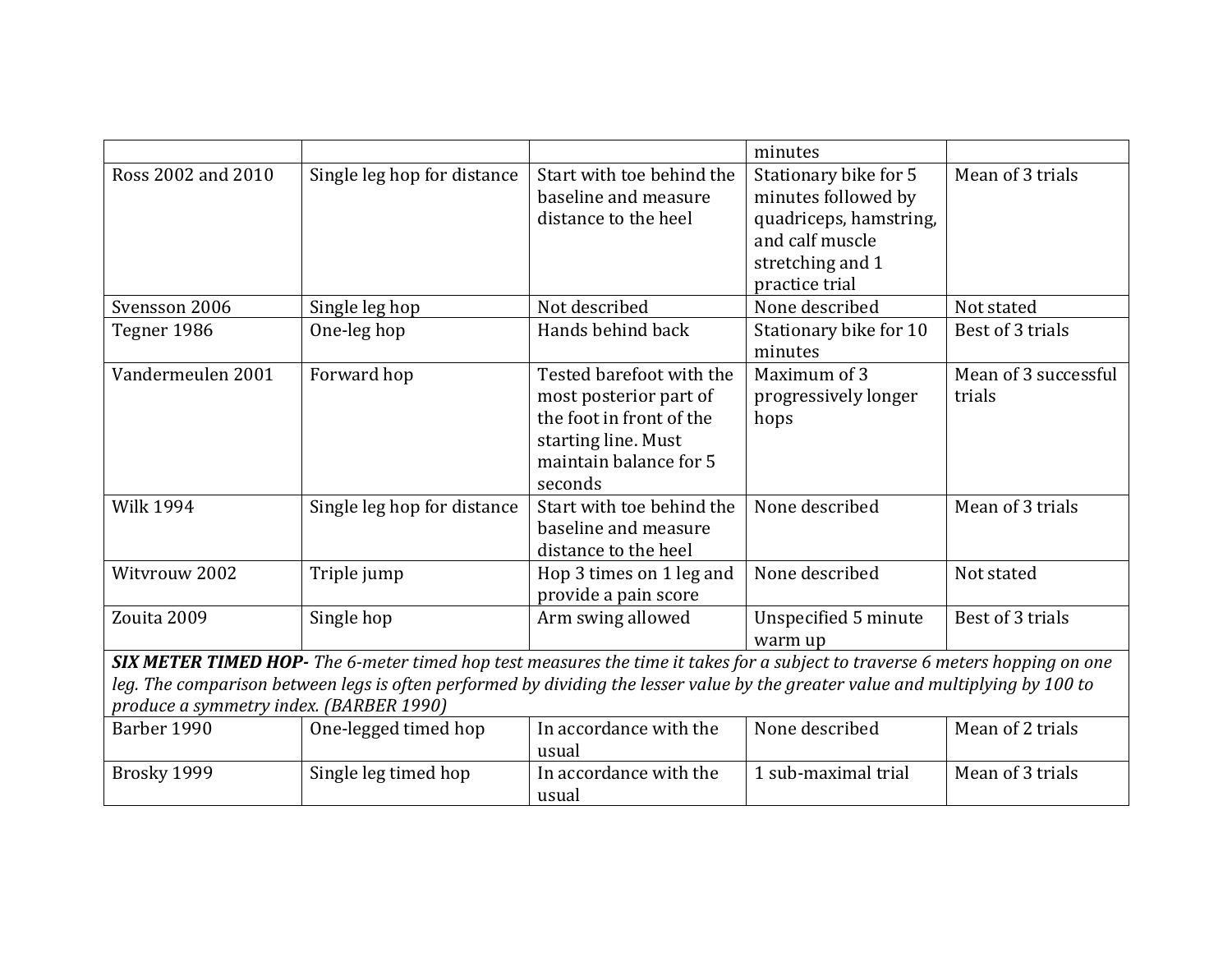| | | | | |
|---|---|---|---|---|
| | | | minutes | |
| Ross 2002 and 2010 | Single leg hop for distance | Start with toe behind the baseline and measure distance to the heel | Stationary bike for 5 minutes followed by quadriceps, hamstring, and calf muscle stretching and 1 practice trial | Mean of 3 trials |
| Svensson 2006 | Single leg hop | Not described | None described | Not stated |
| Tegner 1986 | One-leg hop | Hands behind back | Stationary bike for 10 minutes | Best of 3 trials |
| Vandermeulen 2001 | Forward hop | Tested barefoot with the most posterior part of the foot in front of the starting line. Must maintain balance for 5 seconds | Maximum of 3 progressively longer hops | Mean of 3 successful trials |
| Wilk 1994 | Single leg hop for distance | Start with toe behind the baseline and measure distance to the heel | None described | Mean of 3 trials |
| Witvrouw 2002 | Triple jump | Hop 3 times on 1 leg and provide a pain score | None described | Not stated |
| Zouita 2009 | Single hop | Arm swing allowed | Unspecified 5 minute warm up | Best of 3 trials |
| ***SIX METER TIMED HOP-*** *The 6-meter timed hop test measures the time it takes for a subject to traverse 6 meters hopping on one leg. The comparison between legs is often performed by dividing the lesser value by the greater value and multiplying by 100 to produce a symmetry index. (BARBER 1990)* | | | | |
| Barber 1990 | One-legged timed hop | In accordance with the usual | None described | Mean of 2 trials |
| Brosky 1999 | Single leg timed hop | In accordance with the usual | 1 sub-maximal trial | Mean of 3 trials |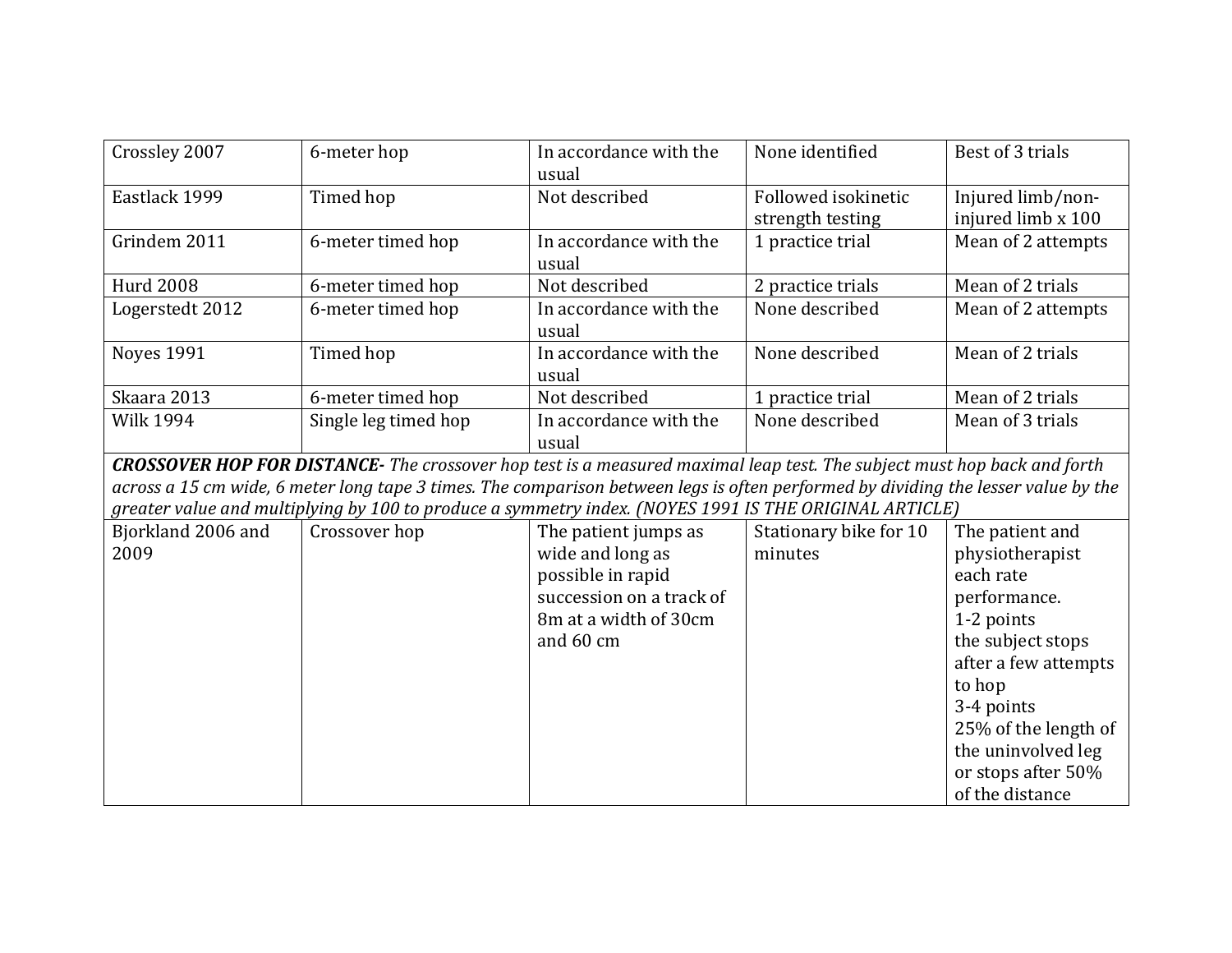| | | | | |
|---|---|---|---|---|
| Crossley 2007 | 6-meter hop | In accordance with the usual | None identified | Best of 3 trials |
| Eastlack 1999 | Timed hop | Not described | Followed isokinetic strength testing | Injured limb/non-injured limb x 100 |
| Grindem 2011 | 6-meter timed hop | In accordance with the usual | 1 practice trial | Mean of 2 attempts |
| Hurd 2008 | 6-meter timed hop | Not described | 2 practice trials | Mean of 2 trials |
| Logerstedt 2012 | 6-meter timed hop | In accordance with the usual | None described | Mean of 2 attempts |
| Noyes 1991 | Timed hop | In accordance with the usual | None described | Mean of 2 trials |
| Skaara 2013 | 6-meter timed hop | Not described | 1 practice trial | Mean of 2 trials |
| Wilk 1994 | Single leg timed hop | In accordance with the usual | None described | Mean of 3 trials |
| ***CROSSOVER HOP FOR DISTANCE-*** *The crossover hop test is a measured maximal leap test. The subject must hop back and forth across a 15 cm wide, 6 meter long tape 3 times. The comparison between legs is often performed by dividing the lesser value by the greater value and multiplying by 100 to produce a symmetry index. (NOYES 1991 IS THE ORIGINAL ARTICLE)* | | | | |
| Bjorkland 2006 and 2009 | Crossover hop | The patient jumps as wide and long as possible in rapid succession on a track of 8m at a width of 30cm and 60 cm | Stationary bike for 10 minutes | The patient and physiotherapist each rate performance.<br>1-2 points<br>the subject stops after a few attempts to hop<br>3-4 points<br>25% of the length of the uninvolved leg or stops after 50% of the distance |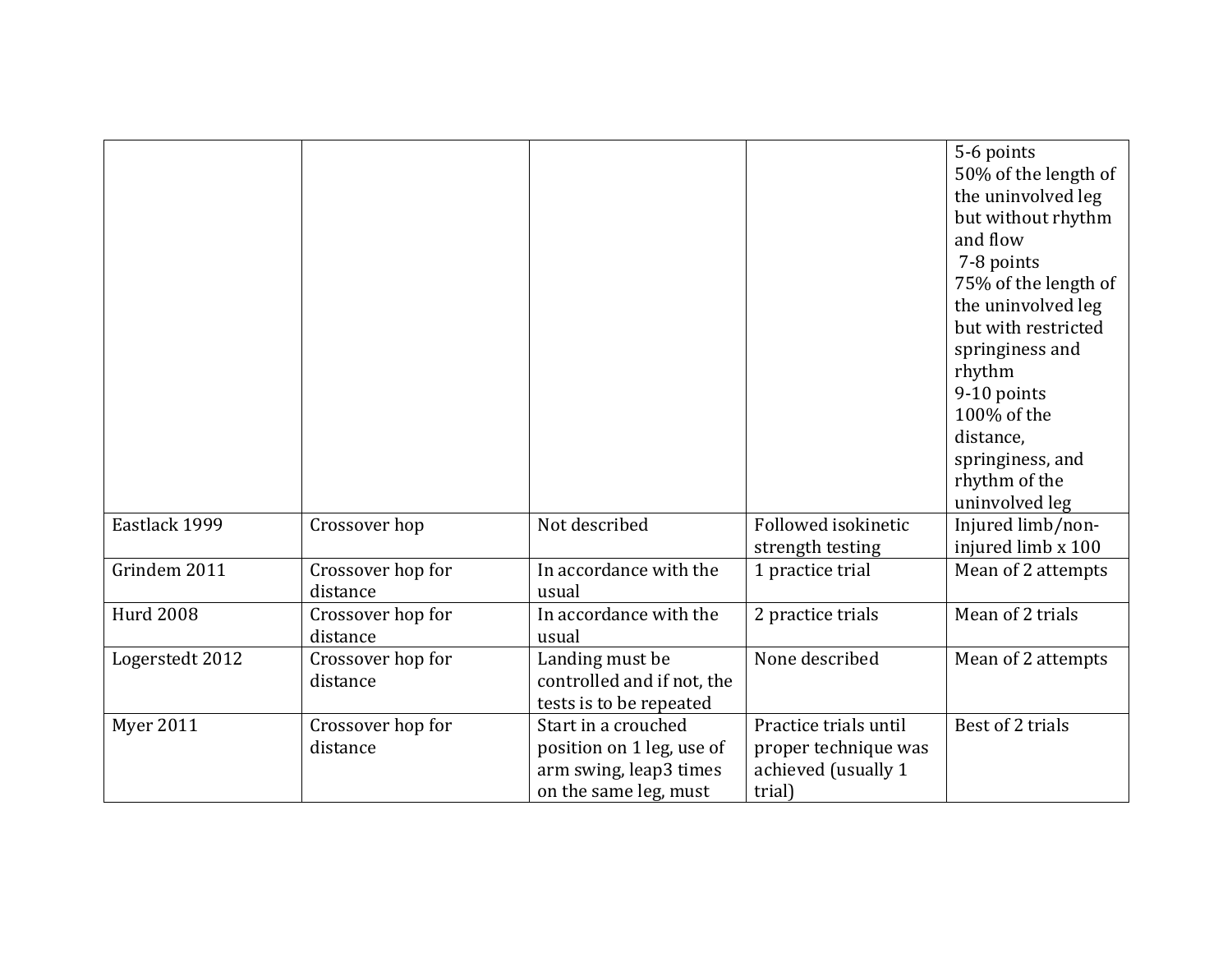| | | | | |
|---|---|---|---|---|
| | | | | 5-6 points 50% of the length of the uninvolved leg but without rhythm and flow 7-8 points 75% of the length of the uninvolved leg but with restricted springiness and rhythm 9-10 points 100% of the distance, springiness, and rhythm of the uninvolved leg |
| Eastlack 1999 | Crossover hop | Not described | Followed isokinetic strength testing | Injured limb/non-injured limb x 100 |
| Grindem 2011 | Crossover hop for distance | In accordance with the usual | 1 practice trial | Mean of 2 attempts |
| Hurd 2008 | Crossover hop for distance | In accordance with the usual | 2 practice trials | Mean of 2 trials |
| Logerstedt 2012 | Crossover hop for distance | Landing must be controlled and if not, the tests is to be repeated | None described | Mean of 2 attempts |
| Myer 2011 | Crossover hop for distance | Start in a crouched position on 1 leg, use of arm swing, leap3 times on the same leg, must | Practice trials until proper technique was achieved (usually 1 trial) | Best of 2 trials |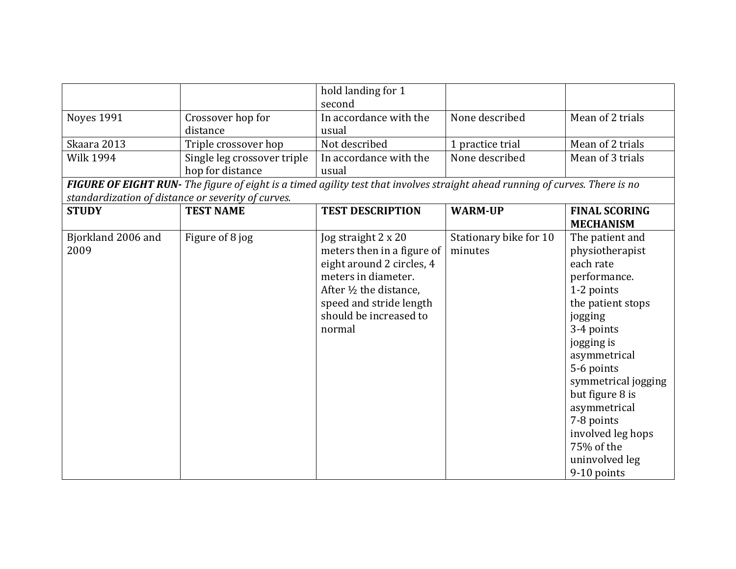| | | hold landing for 1 second | | |
|---|---|---|---|---|
| Noyes 1991 | Crossover hop for distance | In accordance with the usual | None described | Mean of 2 trials |
| Skaara 2013 | Triple crossover hop | Not described | 1 practice trial | Mean of 2 trials |
| Wilk 1994 | Single leg crossover triple hop for distance | In accordance with the usual | None described | Mean of 3 trials |

***FIGURE OF EIGHT RUN-*** *The figure of eight is a timed agility test that involves straight ahead running of curves. There is no standardization of distance or severity of curves.*

| **STUDY** | **TEST NAME** | **TEST DESCRIPTION** | **WARM-UP** | **FINAL SCORING MECHANISM** |
|---|---|---|---|---|
| Bjorkland 2006 and 2009 | Figure of 8 jog | Jog straight 2 x 20 meters then in a figure of eight around 2 circles, 4 meters in diameter. After ½ the distance, speed and stride length should be increased to normal | Stationary bike for 10 minutes | The patient and physiotherapist each rate performance. 1-2 points the patient stops jogging 3-4 points jogging is asymmetrical 5-6 points symmetrical jogging but figure 8 is asymmetrical 7-8 points involved leg hops 75% of the uninvolved leg 9-10 points |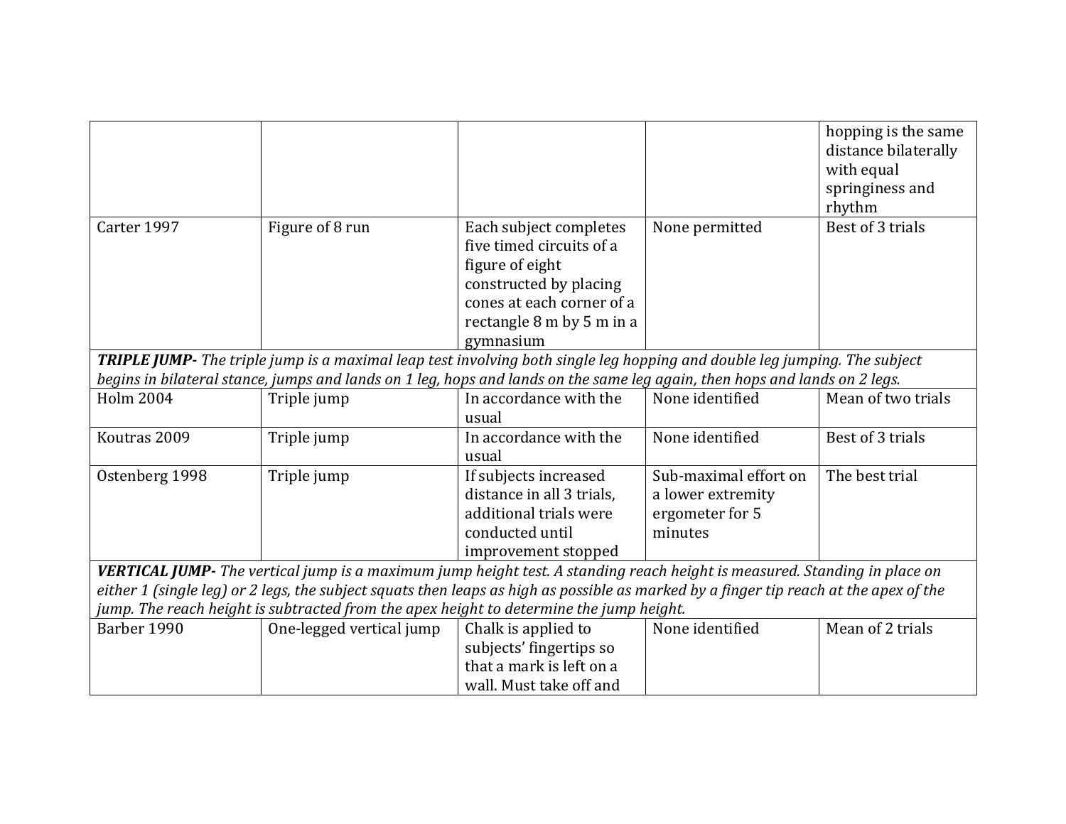| | | | | |
|---|---|---|---|---|
| | | | | hopping is the same distance bilaterally with equal springiness and rhythm |
| Carter 1997 | Figure of 8 run | Each subject completes five timed circuits of a figure of eight constructed by placing cones at each corner of a rectangle 8 m by 5 m in a gymnasium | None permitted | Best of 3 trials |
| ***TRIPLE JUMP-*** *The triple jump is a maximal leap test involving both single leg hopping and double leg jumping. The subject begins in bilateral stance, jumps and lands on 1 leg, hops and lands on the same leg again, then hops and lands on 2 legs.* | | | | |
| Holm 2004 | Triple jump | In accordance with the usual | None identified | Mean of two trials |
| Koutras 2009 | Triple jump | In accordance with the usual | None identified | Best of 3 trials |
| Ostenberg 1998 | Triple jump | If subjects increased distance in all 3 trials, additional trials were conducted until improvement stopped | Sub-maximal effort on a lower extremity ergometer for 5 minutes | The best trial |
| ***VERTICAL JUMP-*** *The vertical jump is a maximum jump height test. A standing reach height is measured. Standing in place on either 1 (single leg) or 2 legs, the subject squats then leaps as high as possible as marked by a finger tip reach at the apex of the jump. The reach height is subtracted from the apex height to determine the jump height.* | | | | |
| Barber 1990 | One-legged vertical jump | Chalk is applied to subjects' fingertips so that a mark is left on a wall. Must take off and | None identified | Mean of 2 trials |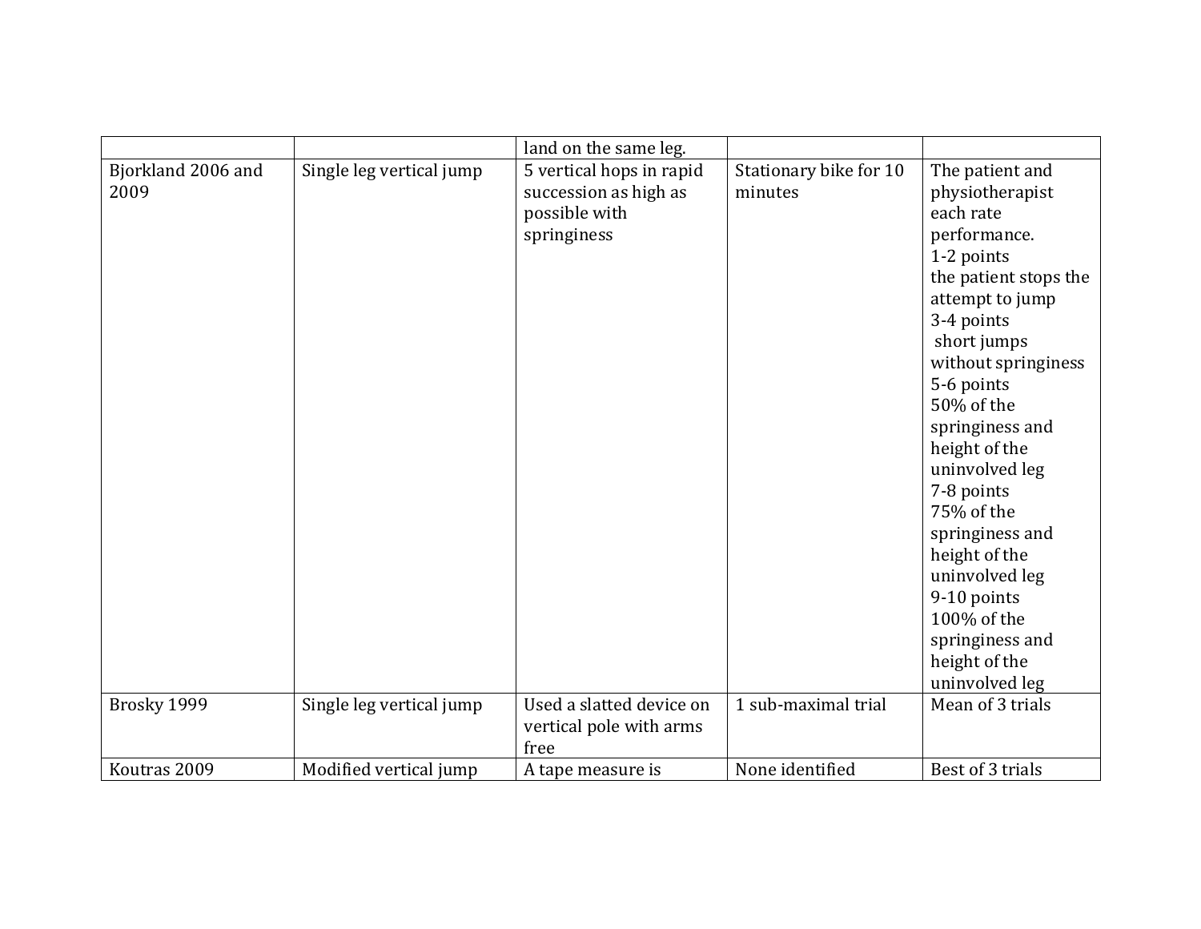| | | land on the same leg. | | |
|---|---|---|---|---|
| Bjorkland 2006 and 2009 | Single leg vertical jump | 5 vertical hops in rapid succession as high as possible with springiness | Stationary bike for 10 minutes | The patient and physiotherapist each rate performance. 1-2 points the patient stops the attempt to jump 3-4 points short jumps without springiness 5-6 points 50% of the springiness and height of the uninvolved leg 7-8 points 75% of the springiness and height of the uninvolved leg 9-10 points 100% of the springiness and height of the uninvolved leg |
| Brosky 1999 | Single leg vertical jump | Used a slatted device on vertical pole with arms free | 1 sub-maximal trial | Mean of 3 trials |
| Koutras 2009 | Modified vertical jump | A tape measure is | None identified | Best of 3 trials |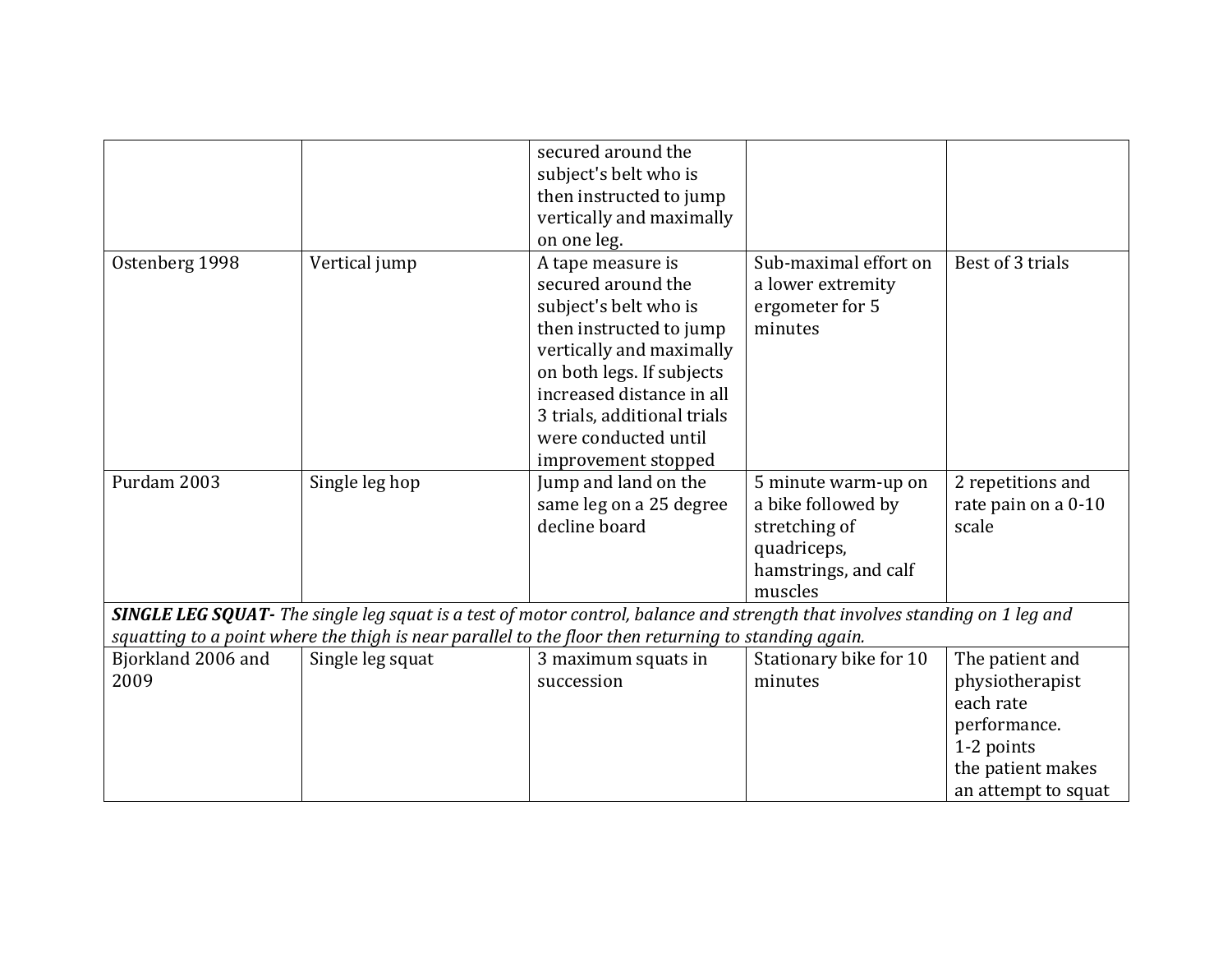| | | | | |
|---|---|---|---|---|
| | | secured around the subject's belt who is then instructed to jump vertically and maximally on one leg. | | |
| Ostenberg 1998 | Vertical jump | A tape measure is secured around the subject's belt who is then instructed to jump vertically and maximally on both legs. If subjects increased distance in all 3 trials, additional trials were conducted until improvement stopped | Sub-maximal effort on a lower extremity ergometer for 5 minutes | Best of 3 trials |
| Purdam 2003 | Single leg hop | Jump and land on the same leg on a 25 degree decline board | 5 minute warm-up on a bike followed by stretching of quadriceps, hamstrings, and calf muscles | 2 repetitions and rate pain on a 0-10 scale |
| ***SINGLE LEG SQUAT-*** *The single leg squat is a test of motor control, balance and strength that involves standing on 1 leg and squatting to a point where the thigh is near parallel to the floor then returning to standing again.* | | | | |
| Bjorkland 2006 and 2009 | Single leg squat | 3 maximum squats in succession | Stationary bike for 10 minutes | The patient and physiotherapist each rate performance. 1-2 points the patient makes an attempt to squat |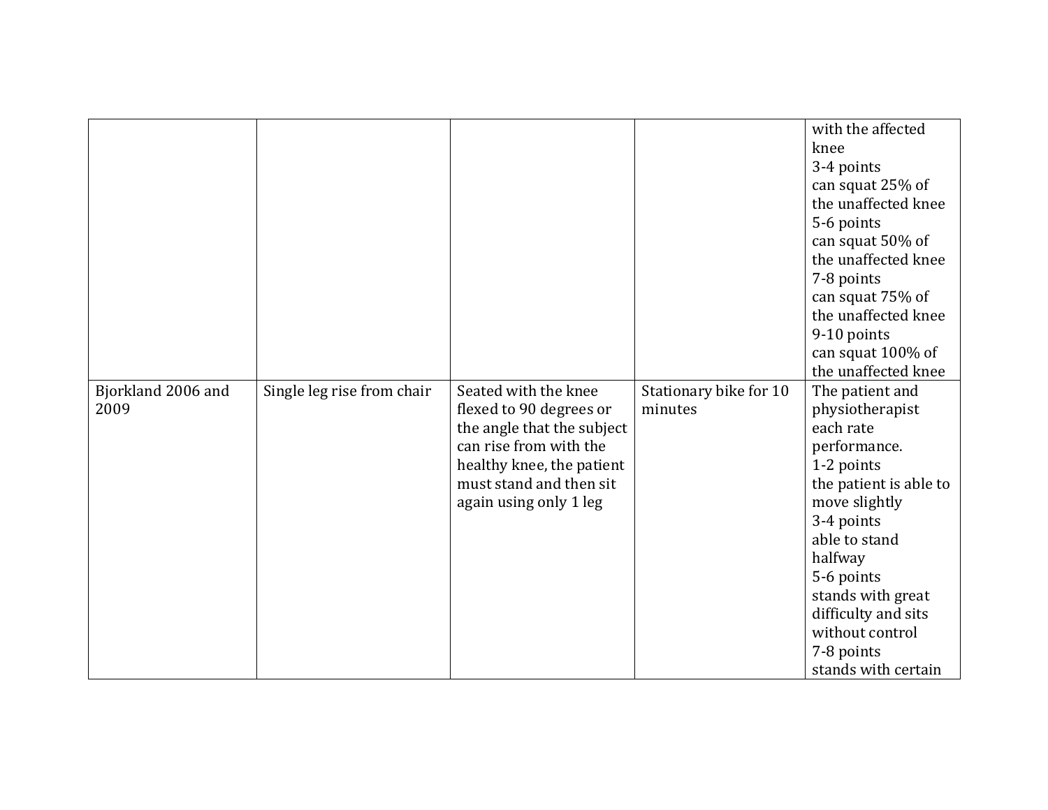| | | | | |
|---|---|---|---|---|
| | | | | with the affected knee<br>3-4 points<br>can squat 25% of the unaffected knee<br>5-6 points<br>can squat 50% of the unaffected knee<br>7-8 points<br>can squat 75% of the unaffected knee<br>9-10 points<br>can squat 100% of the unaffected knee |
| Bjorkland 2006 and 2009 | Single leg rise from chair | Seated with the knee flexed to 90 degrees or the angle that the subject can rise from with the healthy knee, the patient must stand and then sit again using only 1 leg | Stationary bike for 10 minutes | The patient and physiotherapist each rate performance.<br>1-2 points<br>the patient is able to move slightly<br>3-4 points<br>able to stand halfway<br>5-6 points<br>stands with great difficulty and sits without control<br>7-8 points<br>stands with certain |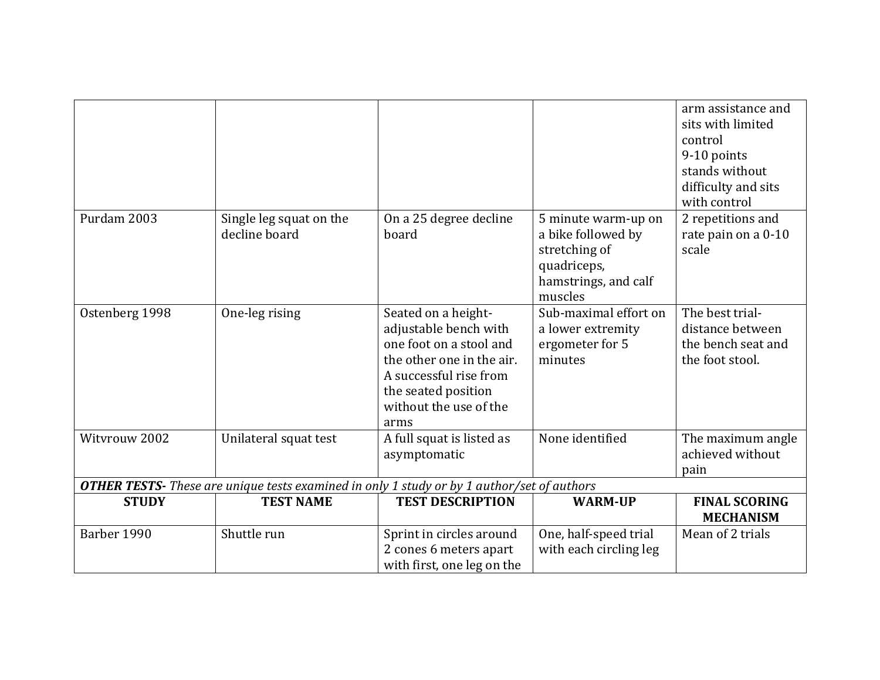| | | | | arm assistance and sits with limited control<br>9-10 points<br>stands without difficulty and sits with control |
|---|---|---|---|---|
| Purdam 2003 | Single leg squat on the decline board | On a 25 degree decline board | 5 minute warm-up on a bike followed by stretching of quadriceps, hamstrings, and calf muscles | 2 repetitions and rate pain on a 0-10 scale |
| Ostenberg 1998 | One-leg rising | Seated on a height-adjustable bench with one foot on a stool and the other one in the air. A successful rise from the seated position without the use of the arms | Sub-maximal effort on a lower extremity ergometer for 5 minutes | The best trial-distance between the bench seat and the foot stool. |
| Witvrouw 2002 | Unilateral squat test | A full squat is listed as asymptomatic | None identified | The maximum angle achieved without pain |
| ***OTHER TESTS-*** *These are unique tests examined in only 1 study or by 1 author/set of authors* | | | | |
| **STUDY** | **TEST NAME** | **TEST DESCRIPTION** | **WARM-UP** | **FINAL SCORING MECHANISM** |
| Barber 1990 | Shuttle run | Sprint in circles around 2 cones 6 meters apart with first, one leg on the | One, half-speed trial with each circling leg | Mean of 2 trials |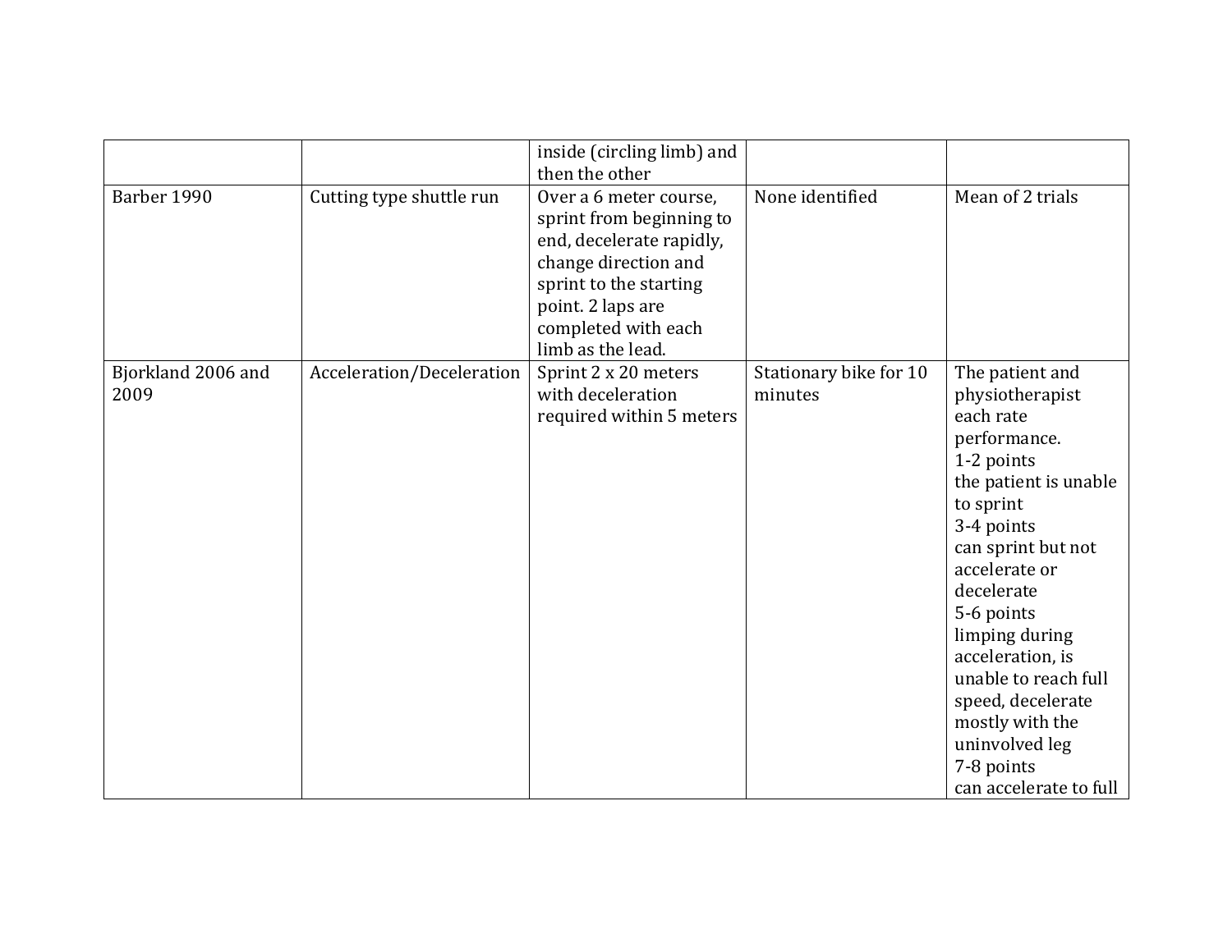|  |  | inside (circling limb) and then the other |  |  |
|---|---|---|---|---|
| Barber 1990 | Cutting type shuttle run | Over a 6 meter course, sprint from beginning to end, decelerate rapidly, change direction and sprint to the starting point. 2 laps are completed with each limb as the lead. | None identified | Mean of 2 trials |
| Bjorkland 2006 and 2009 | Acceleration/Deceleration | Sprint 2 x 20 meters with deceleration required within 5 meters | Stationary bike for 10 minutes | The patient and physiotherapist each rate performance.<br>1-2 points<br>the patient is unable to sprint<br>3-4 points<br>can sprint but not accelerate or decelerate<br>5-6 points<br>limping during acceleration, is unable to reach full speed, decelerate mostly with the uninvolved leg<br>7-8 points<br>can accelerate to full |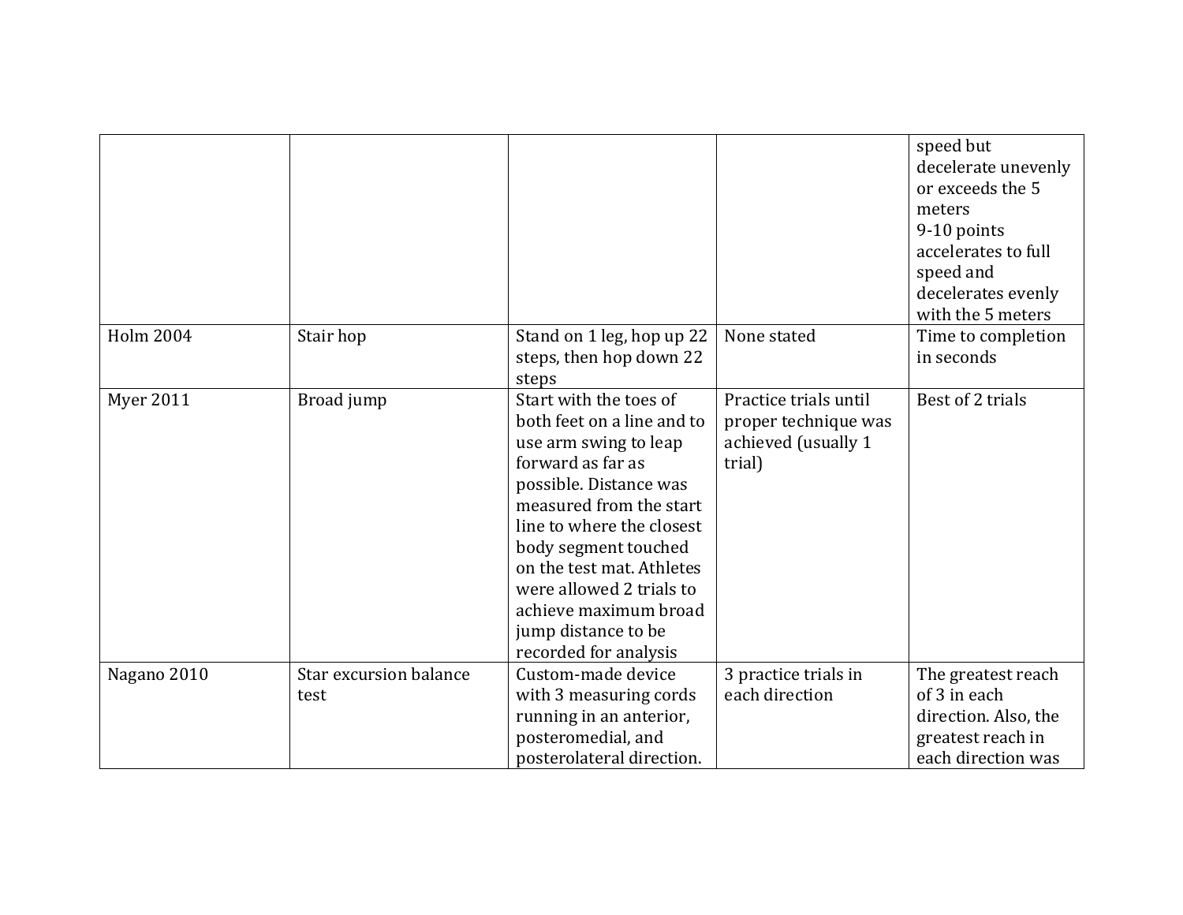| | | | | |
|---|---|---|---|---|
| | | | | speed but decelerate unevenly or exceeds the 5 meters<br>9-10 points accelerates to full speed and decelerates evenly with the 5 meters |
| Holm 2004 | Stair hop | Stand on 1 leg, hop up 22 steps, then hop down 22 steps | None stated | Time to completion in seconds |
| Myer 2011 | Broad jump | Start with the toes of both feet on a line and to use arm swing to leap forward as far as possible. Distance was measured from the start line to where the closest body segment touched on the test mat. Athletes were allowed 2 trials to achieve maximum broad jump distance to be recorded for analysis | Practice trials until proper technique was achieved (usually 1 trial) | Best of 2 trials |
| Nagano 2010 | Star excursion balance test | Custom-made device with 3 measuring cords running in an anterior, posteromedial, and posterolateral direction. | 3 practice trials in each direction | The greatest reach of 3 in each direction. Also, the greatest reach in each direction was |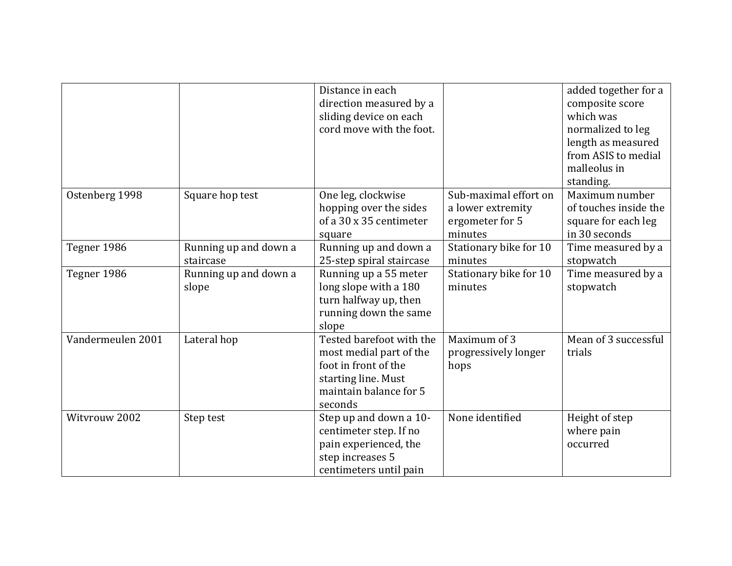| | | | | |
|---|---|---|---|---|
| | | Distance in each direction measured by a sliding device on each cord move with the foot. | | added together for a composite score which was normalized to leg length as measured from ASIS to medial malleolus in standing. |
| Ostenberg 1998 | Square hop test | One leg, clockwise hopping over the sides of a 30 x 35 centimeter square | Sub-maximal effort on a lower extremity ergometer for 5 minutes | Maximum number of touches inside the square for each leg in 30 seconds |
| Tegner 1986 | Running up and down a staircase | Running up and down a 25-step spiral staircase | Stationary bike for 10 minutes | Time measured by a stopwatch |
| Tegner 1986 | Running up and down a slope | Running up a 55 meter long slope with a 180 turn halfway up, then running down the same slope | Stationary bike for 10 minutes | Time measured by a stopwatch |
| Vandermeulen 2001 | Lateral hop | Tested barefoot with the most medial part of the foot in front of the starting line. Must maintain balance for 5 seconds | Maximum of 3 progressively longer hops | Mean of 3 successful trials |
| Witvrouw 2002 | Step test | Step up and down a 10-centimeter step. If no pain experienced, the step increases 5 centimeters until pain | None identified | Height of step where pain occurred |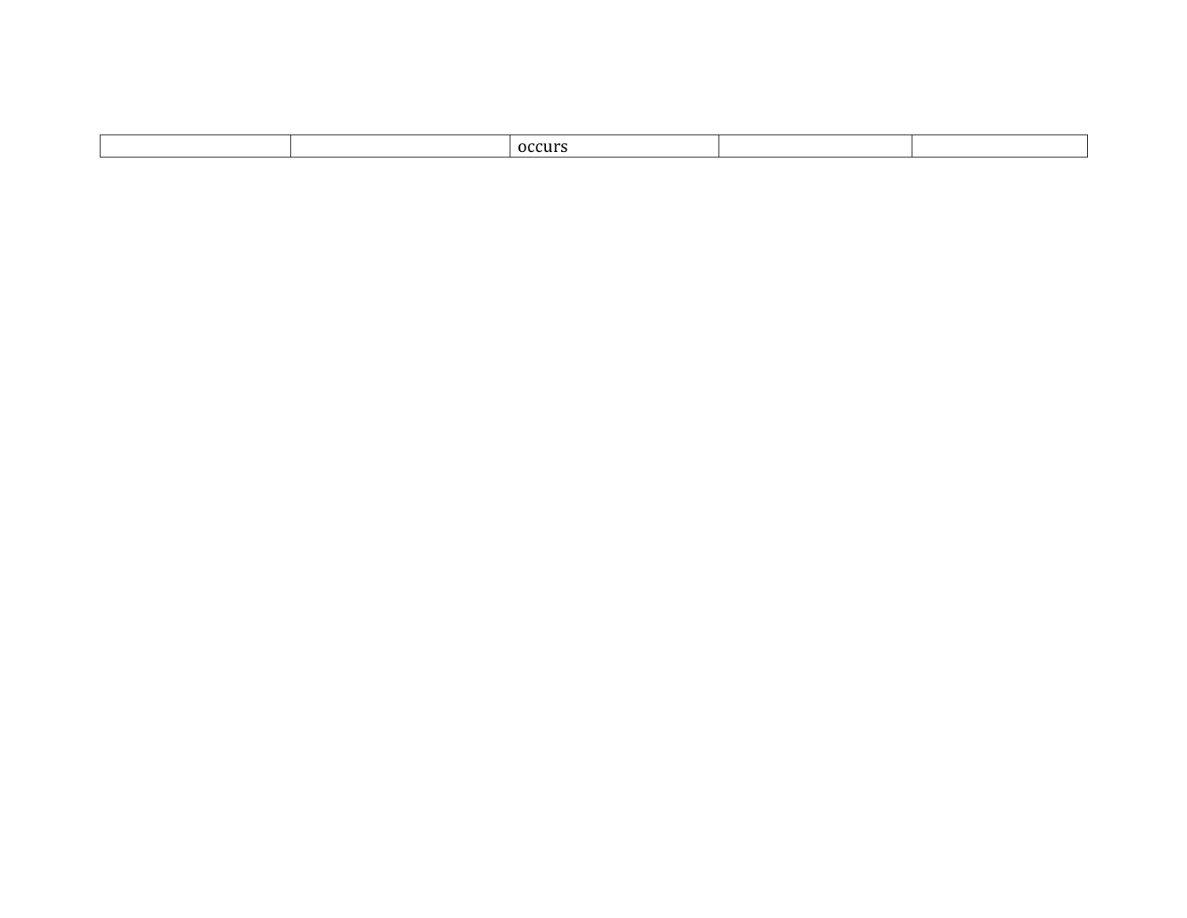| | | | | |
|---|---|---|---|---|
| | | occurs | | |